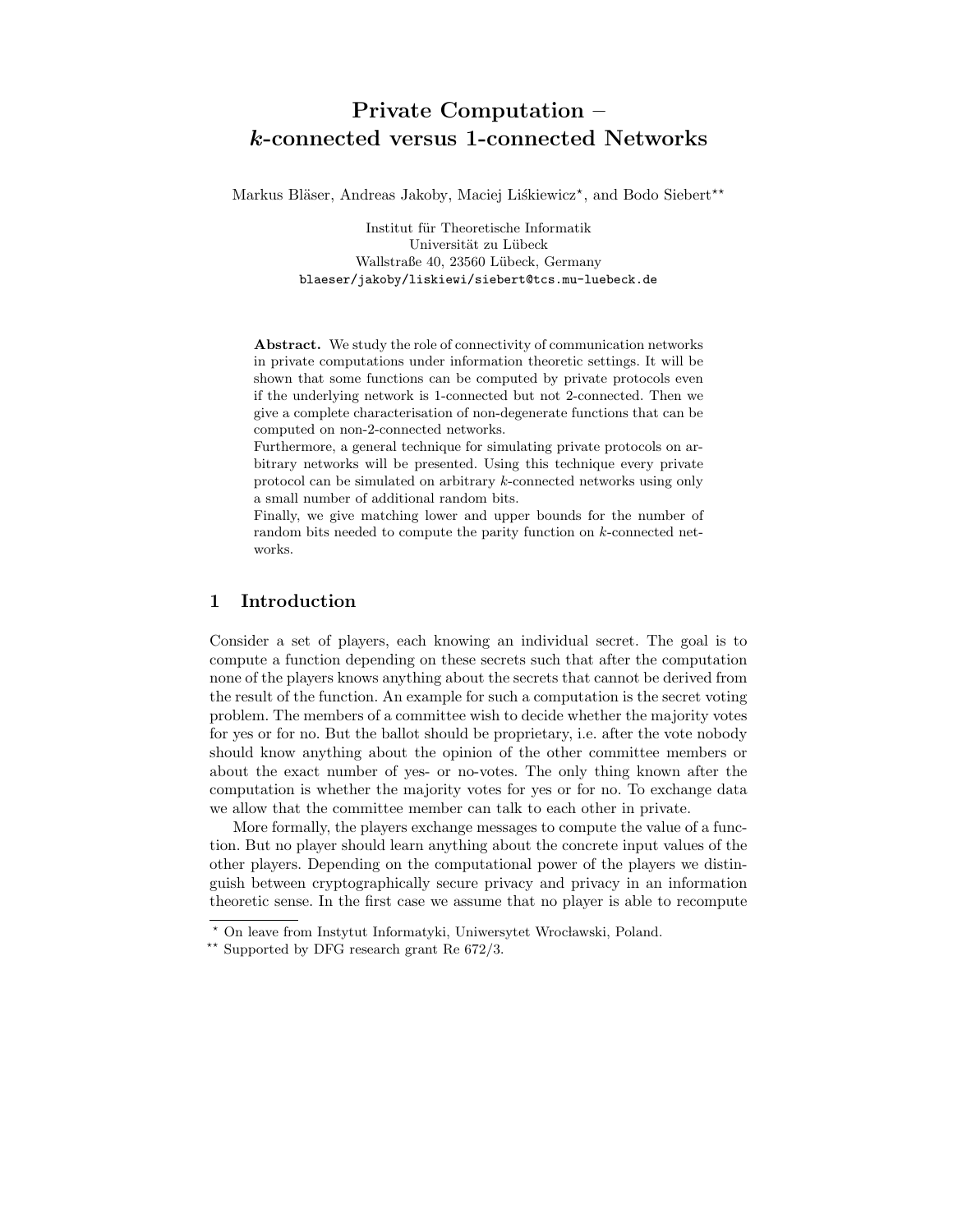# Private Computation – *k*-connected versus 1-connected Networks

Markus Bläser, Andreas Jakoby, Maciej Liśkiewicz*, and Bodo Siebert**

Institut für Theoretische Informatik
Universität zu Lübeck
Wallstraße 40, 23560 Lübeck, Germany
blaeser/jakoby/liskiewi/siebert@tcs.mu-luebeck.de

**Abstract.** We study the role of connectivity of communication networks in private computations under information theoretic settings. It will be shown that some functions can be computed by private protocols even if the underlying network is 1-connected but not 2-connected. Then we give a complete characterisation of non-degenerate functions that can be computed on non-2-connected networks.

Furthermore, a general technique for simulating private protocols on arbitrary networks will be presented. Using this technique every private protocol can be simulated on arbitrary $k$-connected networks using only a small number of additional random bits.

Finally, we give matching lower and upper bounds for the number of random bits needed to compute the parity function on $k$-connected networks.

## 1 Introduction

Consider a set of players, each knowing an individual secret. The goal is to compute a function depending on these secrets such that after the computation none of the players knows anything about the secrets that cannot be derived from the result of the function. An example for such a computation is the secret voting problem. The members of a committee wish to decide whether the majority votes for yes or for no. But the ballot should be proprietary, i.e. after the vote nobody should know anything about the opinion of the other committee members or about the exact number of yes- or no-votes. The only thing known after the computation is whether the majority votes for yes or for no. To exchange data we allow that the committee member can talk to each other in private.

More formally, the players exchange messages to compute the value of a function. But no player should learn anything about the concrete input values of the other players. Depending on the computational power of the players we distinguish between cryptographically secure privacy and privacy in an information theoretic sense. In the first case we assume that no player is able to recompute

* On leave from Instytut Informatyki, Uniwersytet Wrocławski, Poland.

** Supported by DFG research grant Re 672/3.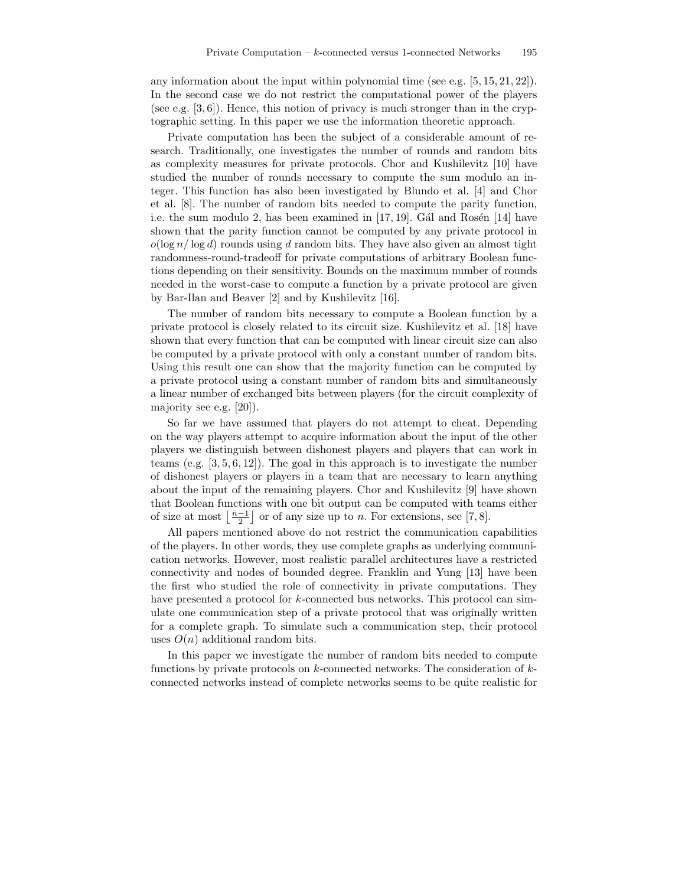any information about the input within polynomial time (see e.g. [5, 15, 21, 22]). In the second case we do not restrict the computational power of the players (see e.g. [3, 6]). Hence, this notion of privacy is much stronger than in the cryptographic setting. In this paper we use the information theoretic approach.

Private computation has been the subject of a considerable amount of research. Traditionally, one investigates the number of rounds and random bits as complexity measures for private protocols. Chor and Kushilevitz [10] have studied the number of rounds necessary to compute the sum modulo an integer. This function has also been investigated by Blundo et al. [4] and Chor et al. [8]. The number of random bits needed to compute the parity function, i.e. the sum modulo 2, has been examined in [17, 19]. Gál and Rosén [14] have shown that the parity function cannot be computed by any private protocol in $o(\log n / \log d)$ rounds using $d$ random bits. They have also given an almost tight randomness-round-tradeoff for private computations of arbitrary Boolean functions depending on their sensitivity. Bounds on the maximum number of rounds needed in the worst-case to compute a function by a private protocol are given by Bar-Ilan and Beaver [2] and by Kushilevitz [16].

The number of random bits necessary to compute a Boolean function by a private protocol is closely related to its circuit size. Kushilevitz et al. [18] have shown that every function that can be computed with linear circuit size can also be computed by a private protocol with only a constant number of random bits. Using this result one can show that the majority function can be computed by a private protocol using a constant number of random bits and simultaneously a linear number of exchanged bits between players (for the circuit complexity of majority see e.g. [20]).

So far we have assumed that players do not attempt to cheat. Depending on the way players attempt to acquire information about the input of the other players we distinguish between dishonest players and players that can work in teams (e.g. [3, 5, 6, 12]). The goal in this approach is to investigate the number of dishonest players or players in a team that are necessary to learn anything about the input of the remaining players. Chor and Kushilevitz [9] have shown that Boolean functions with one bit output can be computed with teams either of size at most $\lfloor \frac{n-1}{2} \rfloor$ or of any size up to $n$. For extensions, see [7, 8].

All papers mentioned above do not restrict the communication capabilities of the players. In other words, they use complete graphs as underlying communication networks. However, most realistic parallel architectures have a restricted connectivity and nodes of bounded degree. Franklin and Yung [13] have been the first who studied the role of connectivity in private computations. They have presented a protocol for $k$-connected bus networks. This protocol can simulate one communication step of a private protocol that was originally written for a complete graph. To simulate such a communication step, their protocol uses $O(n)$ additional random bits.

In this paper we investigate the number of random bits needed to compute functions by private protocols on $k$-connected networks. The consideration of $k$-connected networks instead of complete networks seems to be quite realistic for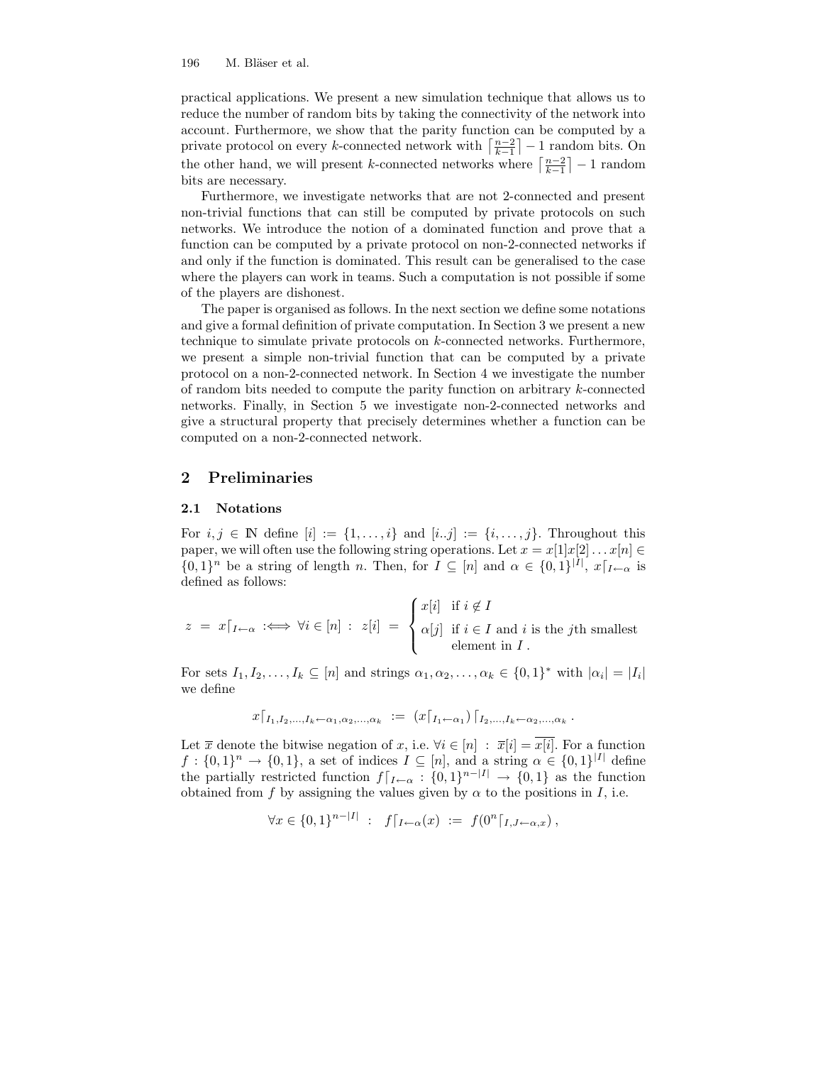practical applications. We present a new simulation technique that allows us to reduce the number of random bits by taking the connectivity of the network into account. Furthermore, we show that the parity function can be computed by a private protocol on every $k$-connected network with $\lceil \frac{n-2}{k-1} \rceil - 1$ random bits. On the other hand, we will present $k$-connected networks where $\lceil \frac{n-2}{k-1} \rceil - 1$ random bits are necessary.

Furthermore, we investigate networks that are not 2-connected and present non-trivial functions that can still be computed by private protocols on such networks. We introduce the notion of a dominated function and prove that a function can be computed by a private protocol on non-2-connected networks if and only if the function is dominated. This result can be generalised to the case where the players can work in teams. Such a computation is not possible if some of the players are dishonest.

The paper is organised as follows. In the next section we define some notations and give a formal definition of private computation. In Section 3 we present a new technique to simulate private protocols on $k$-connected networks. Furthermore, we present a simple non-trivial function that can be computed by a private protocol on a non-2-connected network. In Section 4 we investigate the number of random bits needed to compute the parity function on arbitrary $k$-connected networks. Finally, in Section 5 we investigate non-2-connected networks and give a structural property that precisely determines whether a function can be computed on a non-2-connected network.

## 2 Preliminaries

### 2.1 Notations

For $i, j \in \mathbb{N}$ define $[i] := \{1, \ldots, i\}$ and $[i..j] := \{i, \ldots, j\}$. Throughout this paper, we will often use the following string operations. Let $x = x[1]x[2]\ldots x[n] \in \{0,1\}^n$ be a string of length $n$. Then, for $I \subseteq [n]$ and $\alpha \in \{0,1\}^{|I|}$, $x\lceil_{I \leftarrow \alpha}$ is defined as follows:

$$z \;=\; x\lceil_{I\leftarrow\alpha} \;:\Longleftrightarrow\; \forall i \in [n] \;:\; z[i] \;=\; \begin{cases} x[i] & \text{if } i \notin I \\ \alpha[j] & \text{if } i \in I \text{ and } i \text{ is the } j\text{th smallest element in } I \,. \end{cases}$$

For sets $I_1, I_2, \ldots, I_k \subseteq [n]$ and strings $\alpha_1, \alpha_2, \ldots, \alpha_k \in \{0,1\}^*$ with $|\alpha_i| = |I_i|$ we define

$$x\lceil_{I_1,I_2,\ldots,I_k \leftarrow \alpha_1,\alpha_2,\ldots,\alpha_k} \;:=\; (x\lceil_{I_1\leftarrow\alpha_1})\lceil_{I_2,\ldots,I_k\leftarrow\alpha_2,\ldots,\alpha_k} \,.$$

Let $\overline{x}$ denote the bitwise negation of $x$, i.e. $\forall i \in [n] \;:\; \overline{x}[i] = \overline{x[i]}$. For a function $f : \{0,1\}^n \to \{0,1\}$, a set of indices $I \subseteq [n]$, and a string $\alpha \in \{0,1\}^{|I|}$ define the partially restricted function $f\lceil_{I\leftarrow\alpha} : \{0,1\}^{n-|I|} \to \{0,1\}$ as the function obtained from $f$ by assigning the values given by $\alpha$ to the positions in $I$, i.e.

$$\forall x \in \{0,1\}^{n-|I|} \;:\; f\lceil_{I\leftarrow\alpha}(x) \;:=\; f(0^n\lceil_{I,J\leftarrow\alpha,x}) \,,$$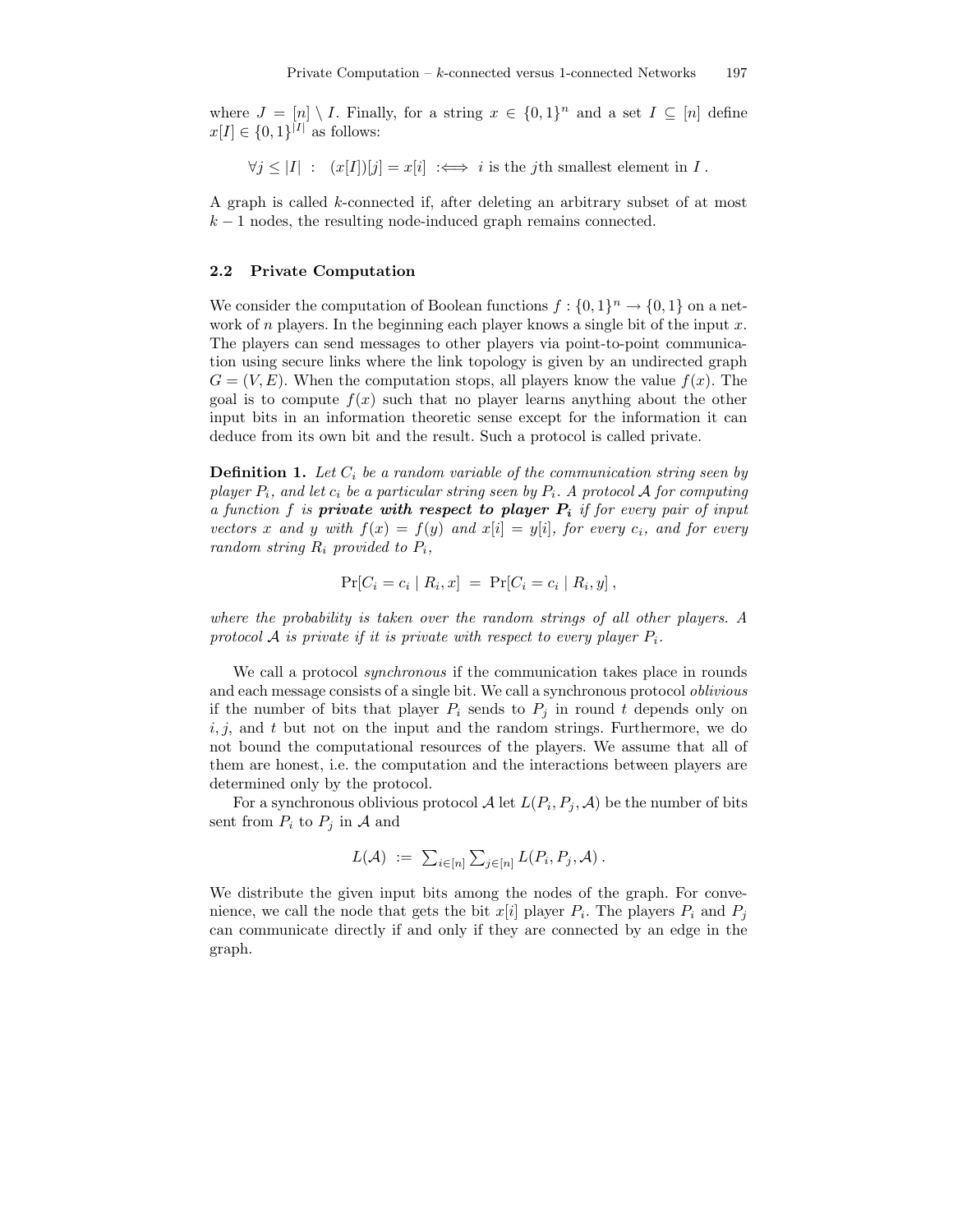where $J = [n] \setminus I$. Finally, for a string $x \in \{0,1\}^n$ and a set $I \subseteq [n]$ define $x[I] \in \{0,1\}^{|I|}$ as follows:

$$\forall j \leq |I| \ : \ \ (x[I])[j] = x[i] \ :\Longleftrightarrow \ i \text{ is the } j\text{th smallest element in } I \, .$$

A graph is called $k$-connected if, after deleting an arbitrary subset of at most $k-1$ nodes, the resulting node-induced graph remains connected.

### 2.2 Private Computation

We consider the computation of Boolean functions $f : \{0,1\}^n \to \{0,1\}$ on a network of $n$ players. In the beginning each player knows a single bit of the input $x$. The players can send messages to other players via point-to-point communication using secure links where the link topology is given by an undirected graph $G = (V, E)$. When the computation stops, all players know the value $f(x)$. The goal is to compute $f(x)$ such that no player learns anything about the other input bits in an information theoretic sense except for the information it can deduce from its own bit and the result. Such a protocol is called private.

**Definition 1.** *Let $C_i$ be a random variable of the communication string seen by player $P_i$, and let $c_i$ be a particular string seen by $P_i$. A protocol $\mathcal{A}$ for computing a function $f$ is **private with respect to player $P_i$** if for every pair of input vectors $x$ and $y$ with $f(x) = f(y)$ and $x[i] = y[i]$, for every $c_i$, and for every random string $R_i$ provided to $P_i$,*

$$\Pr[C_i = c_i \mid R_i, x] \ = \ \Pr[C_i = c_i \mid R_i, y] \, ,$$

*where the probability is taken over the random strings of all other players. A protocol $\mathcal{A}$ is private if it is private with respect to every player $P_i$.*

We call a protocol *synchronous* if the communication takes place in rounds and each message consists of a single bit. We call a synchronous protocol *oblivious* if the number of bits that player $P_i$ sends to $P_j$ in round $t$ depends only on $i, j$, and $t$ but not on the input and the random strings. Furthermore, we do not bound the computational resources of the players. We assume that all of them are honest, i.e. the computation and the interactions between players are determined only by the protocol.

For a synchronous oblivious protocol $\mathcal{A}$ let $L(P_i, P_j, \mathcal{A})$ be the number of bits sent from $P_i$ to $P_j$ in $\mathcal{A}$ and

$$L(\mathcal{A}) \ := \ \textstyle\sum_{i \in [n]} \sum_{j \in [n]} L(P_i, P_j, \mathcal{A}) \, .$$

We distribute the given input bits among the nodes of the graph. For convenience, we call the node that gets the bit $x[i]$ player $P_i$. The players $P_i$ and $P_j$ can communicate directly if and only if they are connected by an edge in the graph.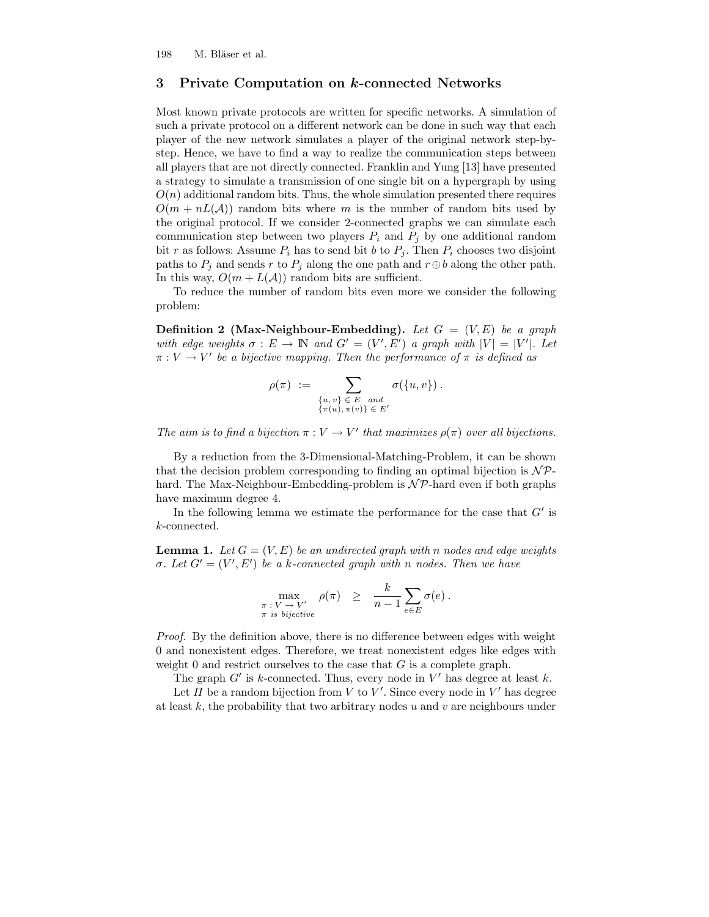## 3 Private Computation on $k$-connected Networks

Most known private protocols are written for specific networks. A simulation of such a private protocol on a different network can be done in such way that each player of the new network simulates a player of the original network step-by-step. Hence, we have to find a way to realize the communication steps between all players that are not directly connected. Franklin and Yung [13] have presented a strategy to simulate a transmission of one single bit on a hypergraph by using $O(n)$ additional random bits. Thus, the whole simulation presented there requires $O(m + nL(\mathcal{A}))$ random bits where $m$ is the number of random bits used by the original protocol. If we consider 2-connected graphs we can simulate each communication step between two players $P_i$ and $P_j$ by one additional random bit $r$ as follows: Assume $P_i$ has to send bit $b$ to $P_j$. Then $P_i$ chooses two disjoint paths to $P_j$ and sends $r$ to $P_j$ along the one path and $r \oplus b$ along the other path. In this way, $O(m + L(\mathcal{A}))$ random bits are sufficient.

To reduce the number of random bits even more we consider the following problem:

**Definition 2 (Max-Neighbour-Embedding).** *Let $G = (V, E)$ be a graph with edge weights $\sigma : E \to \mathbb{N}$ and $G' = (V', E')$ a graph with $|V| = |V'|$. Let $\pi : V \to V'$ be a bijective mapping. Then the performance of $\pi$ is defined as*

$$\rho(\pi) \ := \sum_{\substack{\{u,v\} \in E \ \ and \\ \{\pi(u), \pi(v)\} \in E'}} \sigma(\{u, v\}) \, .$$

*The aim is to find a bijection $\pi : V \to V'$ that maximizes $\rho(\pi)$ over all bijections.*

By a reduction from the 3-Dimensional-Matching-Problem, it can be shown that the decision problem corresponding to finding an optimal bijection is $\mathcal{NP}$-hard. The Max-Neighbour-Embedding-problem is $\mathcal{NP}$-hard even if both graphs have maximum degree 4.

In the following lemma we estimate the performance for the case that $G'$ is $k$-connected.

**Lemma 1.** *Let $G = (V, E)$ be an undirected graph with $n$ nodes and edge weights $\sigma$. Let $G' = (V', E')$ be a $k$-connected graph with $n$ nodes. Then we have*

$$\max_{\substack{\pi : V \to V' \\ \pi \text{ is bijective}}} \rho(\pi) \quad \geq \quad \frac{k}{n-1} \sum_{e \in E} \sigma(e) \, .$$

*Proof.* By the definition above, there is no difference between edges with weight 0 and nonexistent edges. Therefore, we treat nonexistent edges like edges with weight 0 and restrict ourselves to the case that $G$ is a complete graph.

The graph $G'$ is $k$-connected. Thus, every node in $V'$ has degree at least $k$.

Let $\Pi$ be a random bijection from $V$ to $V'$. Since every node in $V'$ has degree at least $k$, the probability that two arbitrary nodes $u$ and $v$ are neighbours under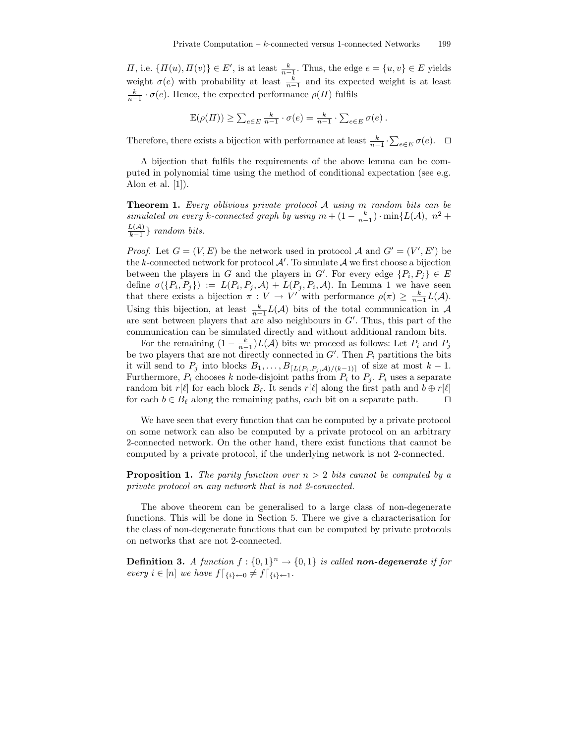$\Pi$, i.e. $\{\Pi(u), \Pi(v)\} \in E'$, is at least $\frac{k}{n-1}$. Thus, the edge $e = \{u, v\} \in E$ yields weight $\sigma(e)$ with probability at least $\frac{k}{n-1}$ and its expected weight is at least $\frac{k}{n-1} \cdot \sigma(e)$. Hence, the expected performance $\rho(\Pi)$ fulfils

$$\mathbb{E}(\rho(\Pi)) \geq \sum_{e \in E} \frac{k}{n-1} \cdot \sigma(e) = \frac{k}{n-1} \cdot \sum_{e \in E} \sigma(e) .$$

Therefore, there exists a bijection with performance at least $\frac{k}{n-1} \cdot \sum_{e \in E} \sigma(e)$. $\square$

A bijection that fulfils the requirements of the above lemma can be computed in polynomial time using the method of conditional expectation (see e.g. Alon et al. [1]).

**Theorem 1.** *Every oblivious private protocol $\mathcal{A}$ using $m$ random bits can be simulated on every $k$-connected graph by using $m + (1 - \frac{k}{n-1}) \cdot \min\{L(\mathcal{A}),\ n^2 + \frac{L(\mathcal{A})}{k-1}\}$ random bits.*

*Proof.* Let $G = (V, E)$ be the network used in protocol $\mathcal{A}$ and $G' = (V', E')$ be the $k$-connected network for protocol $\mathcal{A}'$. To simulate $\mathcal{A}$ we first choose a bijection between the players in $G$ and the players in $G'$. For every edge $\{P_i, P_j\} \in E$ define $\sigma(\{P_i, P_j\}) := L(P_i, P_j, \mathcal{A}) + L(P_j, P_i, \mathcal{A})$. In Lemma 1 we have seen that there exists a bijection $\pi : V \to V'$ with performance $\rho(\pi) \geq \frac{k}{n-1} L(\mathcal{A})$. Using this bijection, at least $\frac{k}{n-1} L(\mathcal{A})$ bits of the total communication in $\mathcal{A}$ are sent between players that are also neighbours in $G'$. Thus, this part of the communication can be simulated directly and without additional random bits.

For the remaining $(1 - \frac{k}{n-1}) L(\mathcal{A})$ bits we proceed as follows: Let $P_i$ and $P_j$ be two players that are not directly connected in $G'$. Then $P_i$ partitions the bits it will send to $P_j$ into blocks $B_1, \ldots, B_{\lceil L(P_i, P_j, \mathcal{A})/(k-1) \rceil}$ of size at most $k - 1$. Furthermore, $P_i$ chooses $k$ node-disjoint paths from $P_i$ to $P_j$. $P_i$ uses a separate random bit $r[\ell]$ for each block $B_\ell$. It sends $r[\ell]$ along the first path and $b \oplus r[\ell]$ for each $b \in B_\ell$ along the remaining paths, each bit on a separate path. $\square$

We have seen that every function that can be computed by a private protocol on some network can also be computed by a private protocol on an arbitrary 2-connected network. On the other hand, there exist functions that cannot be computed by a private protocol, if the underlying network is not 2-connected.

**Proposition 1.** *The parity function over $n > 2$ bits cannot be computed by a private protocol on any network that is not 2-connected.*

The above theorem can be generalised to a large class of non-degenerate functions. This will be done in Section 5. There we give a characterisation for the class of non-degenerate functions that can be computed by private protocols on networks that are not 2-connected.

**Definition 3.** *A function $f : \{0, 1\}^n \to \{0, 1\}$ is called **non-degenerate** if for every $i \in [n]$ we have $f\lceil_{\{i\} \leftarrow 0} \neq f\lceil_{\{i\} \leftarrow 1}$.*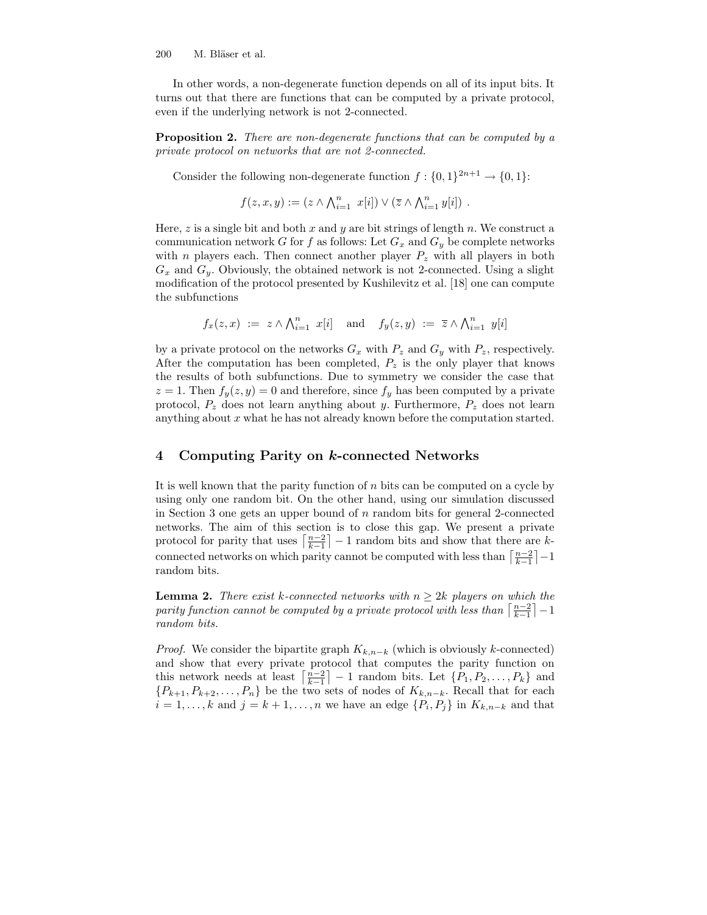In other words, a non-degenerate function depends on all of its input bits. It turns out that there are functions that can be computed by a private protocol, even if the underlying network is not 2-connected.

**Proposition 2.** *There are non-degenerate functions that can be computed by a private protocol on networks that are not 2-connected.*

Consider the following non-degenerate function $f : \{0,1\}^{2n+1} \to \{0,1\}$:

$$f(z, x, y) := (z \wedge \bigwedge_{i=1}^{n} x[i]) \vee (\overline{z} \wedge \bigwedge_{i=1}^{n} y[i]) \ .$$

Here, $z$ is a single bit and both $x$ and $y$ are bit strings of length $n$. We construct a communication network $G$ for $f$ as follows: Let $G_x$ and $G_y$ be complete networks with $n$ players each. Then connect another player $P_z$ with all players in both $G_x$ and $G_y$. Obviously, the obtained network is not 2-connected. Using a slight modification of the protocol presented by Kushilevitz et al. [18] one can compute the subfunctions

$$f_x(z, x) \ := \ z \wedge \bigwedge_{i=1}^{n} x[i] \quad \text{and} \quad f_y(z, y) \ := \ \overline{z} \wedge \bigwedge_{i=1}^{n} y[i]$$

by a private protocol on the networks $G_x$ with $P_z$ and $G_y$ with $P_z$, respectively. After the computation has been completed, $P_z$ is the only player that knows the results of both subfunctions. Due to symmetry we consider the case that $z = 1$. Then $f_y(z, y) = 0$ and therefore, since $f_y$ has been computed by a private protocol, $P_z$ does not learn anything about $y$. Furthermore, $P_z$ does not learn anything about $x$ what he has not already known before the computation started.

## 4 Computing Parity on *k*-connected Networks

It is well known that the parity function of $n$ bits can be computed on a cycle by using only one random bit. On the other hand, using our simulation discussed in Section 3 one gets an upper bound of $n$ random bits for general 2-connected networks. The aim of this section is to close this gap. We present a private protocol for parity that uses $\lceil \frac{n-2}{k-1} \rceil - 1$ random bits and show that there are $k$-connected networks on which parity cannot be computed with less than $\lceil \frac{n-2}{k-1} \rceil - 1$ random bits.

**Lemma 2.** *There exist $k$-connected networks with $n \geq 2k$ players on which the parity function cannot be computed by a private protocol with less than $\lceil \frac{n-2}{k-1} \rceil - 1$ random bits.*

*Proof.* We consider the bipartite graph $K_{k,n-k}$ (which is obviously $k$-connected) and show that every private protocol that computes the parity function on this network needs at least $\lceil \frac{n-2}{k-1} \rceil - 1$ random bits. Let $\{P_1, P_2, \ldots, P_k\}$ and $\{P_{k+1}, P_{k+2}, \ldots, P_n\}$ be the two sets of nodes of $K_{k,n-k}$. Recall that for each $i = 1, \ldots, k$ and $j = k+1, \ldots, n$ we have an edge $\{P_i, P_j\}$ in $K_{k,n-k}$ and that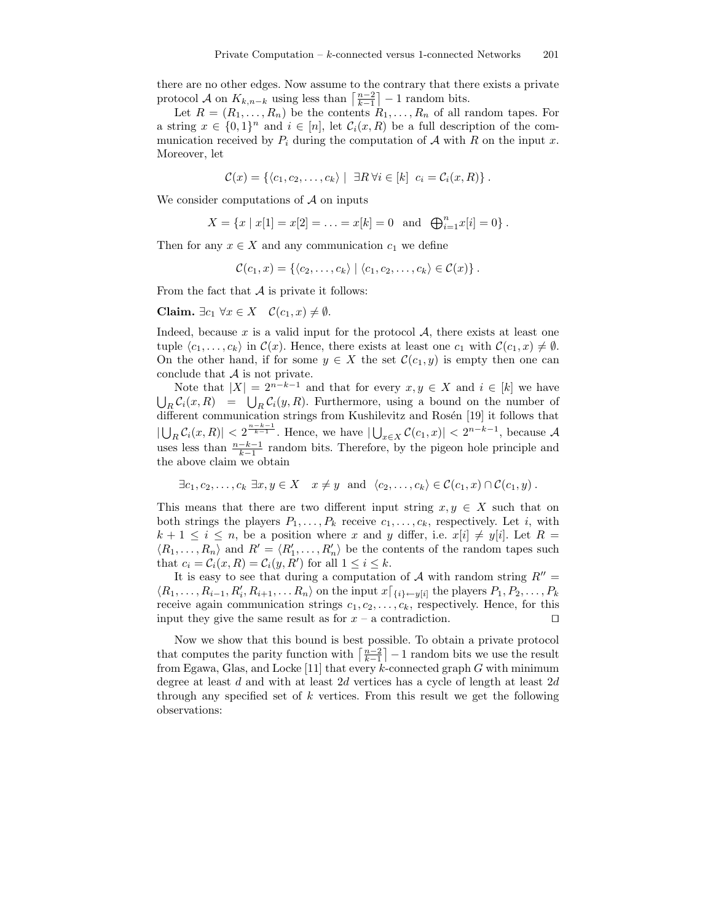there are no other edges. Now assume to the contrary that there exists a private protocol $\mathcal{A}$ on $K_{k,n-k}$ using less than $\lceil \frac{n-2}{k-1} \rceil - 1$ random bits.

Let $R = (R_1, \ldots, R_n)$ be the contents $R_1, \ldots, R_n$ of all random tapes. For a string $x \in \{0,1\}^n$ and $i \in [n]$, let $\mathcal{C}_i(x, R)$ be a full description of the communication received by $P_i$ during the computation of $\mathcal{A}$ with $R$ on the input $x$. Moreover, let

$$\mathcal{C}(x) = \{\langle c_1, c_2, \ldots, c_k \rangle \mid \exists R \, \forall i \in [k] \;\; c_i = \mathcal{C}_i(x, R)\} .$$

We consider computations of $\mathcal{A}$ on inputs

$$X = \{x \mid x[1] = x[2] = \ldots = x[k] = 0 \;\; \text{and} \;\; \textstyle\bigoplus_{i=1}^{n} x[i] = 0\} .$$

Then for any $x \in X$ and any communication $c_1$ we define

$$\mathcal{C}(c_1, x) = \{\langle c_2, \ldots, c_k \rangle \mid \langle c_1, c_2, \ldots, c_k \rangle \in \mathcal{C}(x)\} .$$

From the fact that $\mathcal{A}$ is private it follows:

**Claim.** $\exists c_1 \; \forall x \in X \quad \mathcal{C}(c_1, x) \neq \emptyset$.

Indeed, because $x$ is a valid input for the protocol $\mathcal{A}$, there exists at least one tuple $\langle c_1, \ldots, c_k \rangle$ in $\mathcal{C}(x)$. Hence, there exists at least one $c_1$ with $\mathcal{C}(c_1, x) \neq \emptyset$. On the other hand, if for some $y \in X$ the set $\mathcal{C}(c_1, y)$ is empty then one can conclude that $\mathcal{A}$ is not private.

Note that $|X| = 2^{n-k-1}$ and that for every $x, y \in X$ and $i \in [k]$ we have $\bigcup_R \mathcal{C}_i(x, R) = \bigcup_R \mathcal{C}_i(y, R)$. Furthermore, using a bound on the number of different communication strings from Kushilevitz and Rosén [19] it follows that $|\bigcup_R \mathcal{C}_i(x, R)| < 2^{\frac{n-k-1}{k-1}}$. Hence, we have $|\bigcup_{x \in X} \mathcal{C}(c_1, x)| < 2^{n-k-1}$, because $\mathcal{A}$ uses less than $\frac{n-k-1}{k-1}$ random bits. Therefore, by the pigeon hole principle and the above claim we obtain

$$\exists c_1, c_2, \ldots, c_k \; \exists x, y \in X \quad x \neq y \;\; \text{and} \;\; \langle c_2, \ldots, c_k \rangle \in \mathcal{C}(c_1, x) \cap \mathcal{C}(c_1, y) .$$

This means that there are two different input string $x, y \in X$ such that on both strings the players $P_1, \ldots, P_k$ receive $c_1, \ldots, c_k$, respectively. Let $i$, with $k+1 \leq i \leq n$, be a position where $x$ and $y$ differ, i.e. $x[i] \neq y[i]$. Let $R = \langle R_1, \ldots, R_n \rangle$ and $R' = \langle R'_1, \ldots, R'_n \rangle$ be the contents of the random tapes such that $c_i = \mathcal{C}_i(x, R) = \mathcal{C}_i(y, R')$ for all $1 \leq i \leq k$.

It is easy to see that during a computation of $\mathcal{A}$ with random string $R'' = \langle R_1, \ldots, R_{i-1}, R'_i, R_{i+1}, \ldots R_n \rangle$ on the input $x\lceil_{\{i\} \leftarrow y[i]}$ the players $P_1, P_2, \ldots, P_k$ receive again communication strings $c_1, c_2, \ldots, c_k$, respectively. Hence, for this input they give the same result as for $x$ – a contradiction. $\square$

Now we show that this bound is best possible. To obtain a private protocol that computes the parity function with $\lceil \frac{n-2}{k-1} \rceil - 1$ random bits we use the result from Egawa, Glas, and Locke [11] that every $k$-connected graph $G$ with minimum degree at least $d$ and with at least $2d$ vertices has a cycle of length at least $2d$ through any specified set of $k$ vertices. From this result we get the following observations: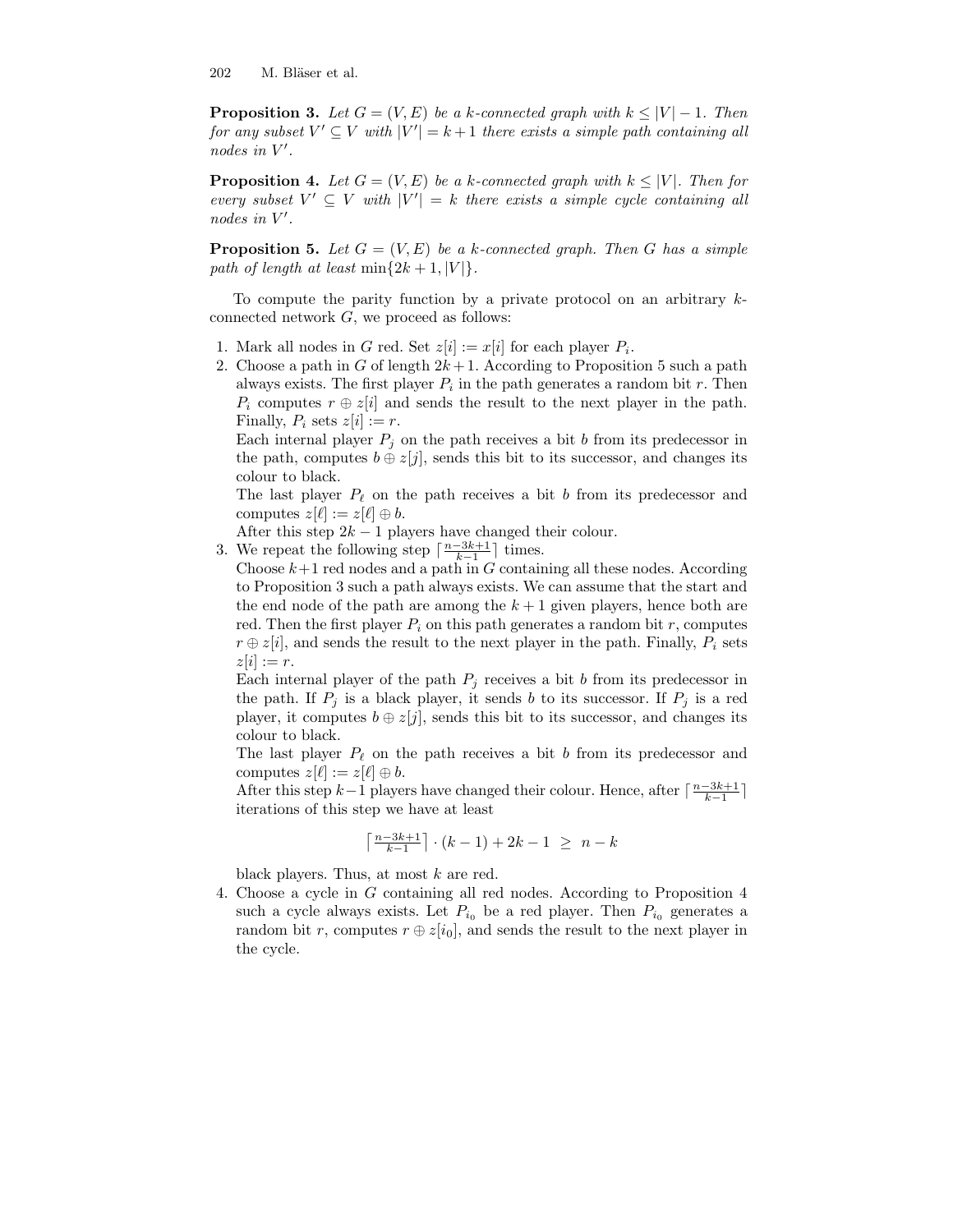**Proposition 3.** *Let $G = (V, E)$ be a $k$-connected graph with $k \leq |V| - 1$. Then for any subset $V' \subseteq V$ with $|V'| = k + 1$ there exists a simple path containing all nodes in $V'$.*

**Proposition 4.** *Let $G = (V, E)$ be a $k$-connected graph with $k \leq |V|$. Then for every subset $V' \subseteq V$ with $|V'| = k$ there exists a simple cycle containing all nodes in $V'$.*

**Proposition 5.** *Let $G = (V, E)$ be a $k$-connected graph. Then $G$ has a simple path of length at least $\min\{2k + 1, |V|\}$.*

To compute the parity function by a private protocol on an arbitrary $k$-connected network $G$, we proceed as follows:

1. Mark all nodes in $G$ red. Set $z[i] := x[i]$ for each player $P_i$.
2. Choose a path in $G$ of length $2k+1$. According to Proposition 5 such a path always exists. The first player $P_i$ in the path generates a random bit $r$. Then $P_i$ computes $r \oplus z[i]$ and sends the result to the next player in the path. Finally, $P_i$ sets $z[i] := r$.
   Each internal player $P_j$ on the path receives a bit $b$ from its predecessor in the path, computes $b \oplus z[j]$, sends this bit to its successor, and changes its colour to black.
   The last player $P_\ell$ on the path receives a bit $b$ from its predecessor and computes $z[\ell] := z[\ell] \oplus b$.
   After this step $2k - 1$ players have changed their colour.
3. We repeat the following step $\lceil \frac{n-3k+1}{k-1} \rceil$ times.
   Choose $k+1$ red nodes and a path in $G$ containing all these nodes. According to Proposition 3 such a path always exists. We can assume that the start and the end node of the path are among the $k + 1$ given players, hence both are red. Then the first player $P_i$ on this path generates a random bit $r$, computes $r \oplus z[i]$, and sends the result to the next player in the path. Finally, $P_i$ sets $z[i] := r$.
   Each internal player of the path $P_j$ receives a bit $b$ from its predecessor in the path. If $P_j$ is a black player, it sends $b$ to its successor. If $P_j$ is a red player, it computes $b \oplus z[j]$, sends this bit to its successor, and changes its colour to black.
   The last player $P_\ell$ on the path receives a bit $b$ from its predecessor and computes $z[\ell] := z[\ell] \oplus b$.
   After this step $k-1$ players have changed their colour. Hence, after $\lceil \frac{n-3k+1}{k-1} \rceil$ iterations of this step we have at least
   $$\left\lceil \tfrac{n-3k+1}{k-1} \right\rceil \cdot (k-1) + 2k - 1 \;\geq\; n - k$$
   black players. Thus, at most $k$ are red.
4. Choose a cycle in $G$ containing all red nodes. According to Proposition 4 such a cycle always exists. Let $P_{i_0}$ be a red player. Then $P_{i_0}$ generates a random bit $r$, computes $r \oplus z[i_0]$, and sends the result to the next player in the cycle.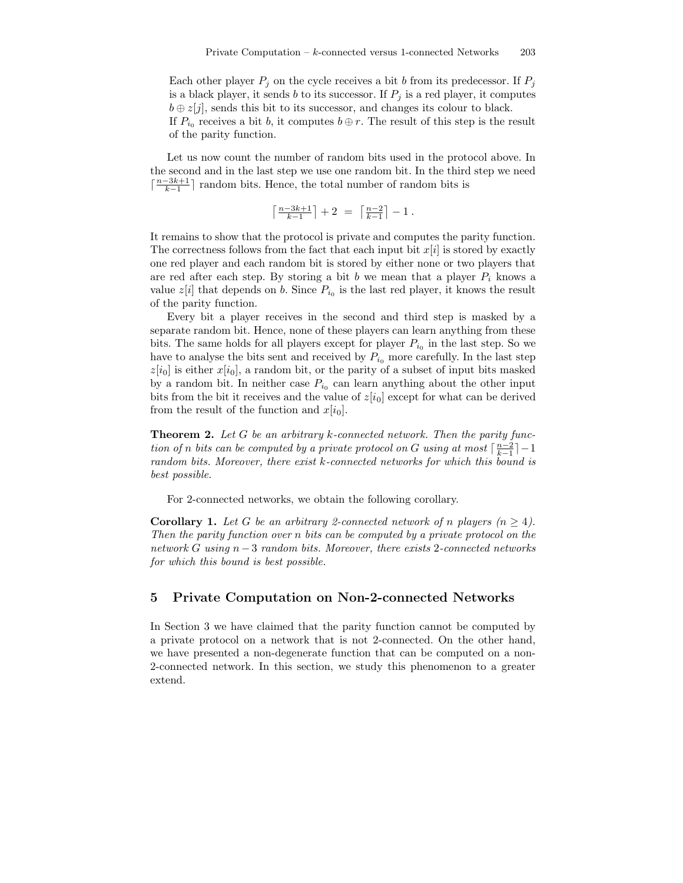Each other player $P_j$ on the cycle receives a bit $b$ from its predecessor. If $P_j$ is a black player, it sends $b$ to its successor. If $P_j$ is a red player, it computes $b \oplus z[j]$, sends this bit to its successor, and changes its colour to black.
If $P_{i_0}$ receives a bit $b$, it computes $b \oplus r$. The result of this step is the result of the parity function.

Let us now count the number of random bits used in the protocol above. In the second and in the last step we use one random bit. In the third step we need $\lceil \frac{n-3k+1}{k-1} \rceil$ random bits. Hence, the total number of random bits is

$$\lceil \tfrac{n-3k+1}{k-1} \rceil + 2 \;=\; \lceil \tfrac{n-2}{k-1} \rceil - 1\,.$$

It remains to show that the protocol is private and computes the parity function. The correctness follows from the fact that each input bit $x[i]$ is stored by exactly one red player and each random bit is stored by either none or two players that are red after each step. By storing a bit $b$ we mean that a player $P_i$ knows a value $z[i]$ that depends on $b$. Since $P_{i_0}$ is the last red player, it knows the result of the parity function.

Every bit a player receives in the second and third step is masked by a separate random bit. Hence, none of these players can learn anything from these bits. The same holds for all players except for player $P_{i_0}$ in the last step. So we have to analyse the bits sent and received by $P_{i_0}$ more carefully. In the last step $z[i_0]$ is either $x[i_0]$, a random bit, or the parity of a subset of input bits masked by a random bit. In neither case $P_{i_0}$ can learn anything about the other input bits from the bit it receives and the value of $z[i_0]$ except for what can be derived from the result of the function and $x[i_0]$.

**Theorem 2.** *Let $G$ be an arbitrary $k$-connected network. Then the parity function of $n$ bits can be computed by a private protocol on $G$ using at most $\lceil \frac{n-2}{k-1} \rceil - 1$ random bits. Moreover, there exist $k$-connected networks for which this bound is best possible.*

For 2-connected networks, we obtain the following corollary.

**Corollary 1.** *Let $G$ be an arbitrary 2-connected network of $n$ players ($n \geq 4$). Then the parity function over $n$ bits can be computed by a private protocol on the network $G$ using $n-3$ random bits. Moreover, there exists 2-connected networks for which this bound is best possible.*

## 5 Private Computation on Non-2-connected Networks

In Section 3 we have claimed that the parity function cannot be computed by a private protocol on a network that is not 2-connected. On the other hand, we have presented a non-degenerate function that can be computed on a non-2-connected network. In this section, we study this phenomenon to a greater extend.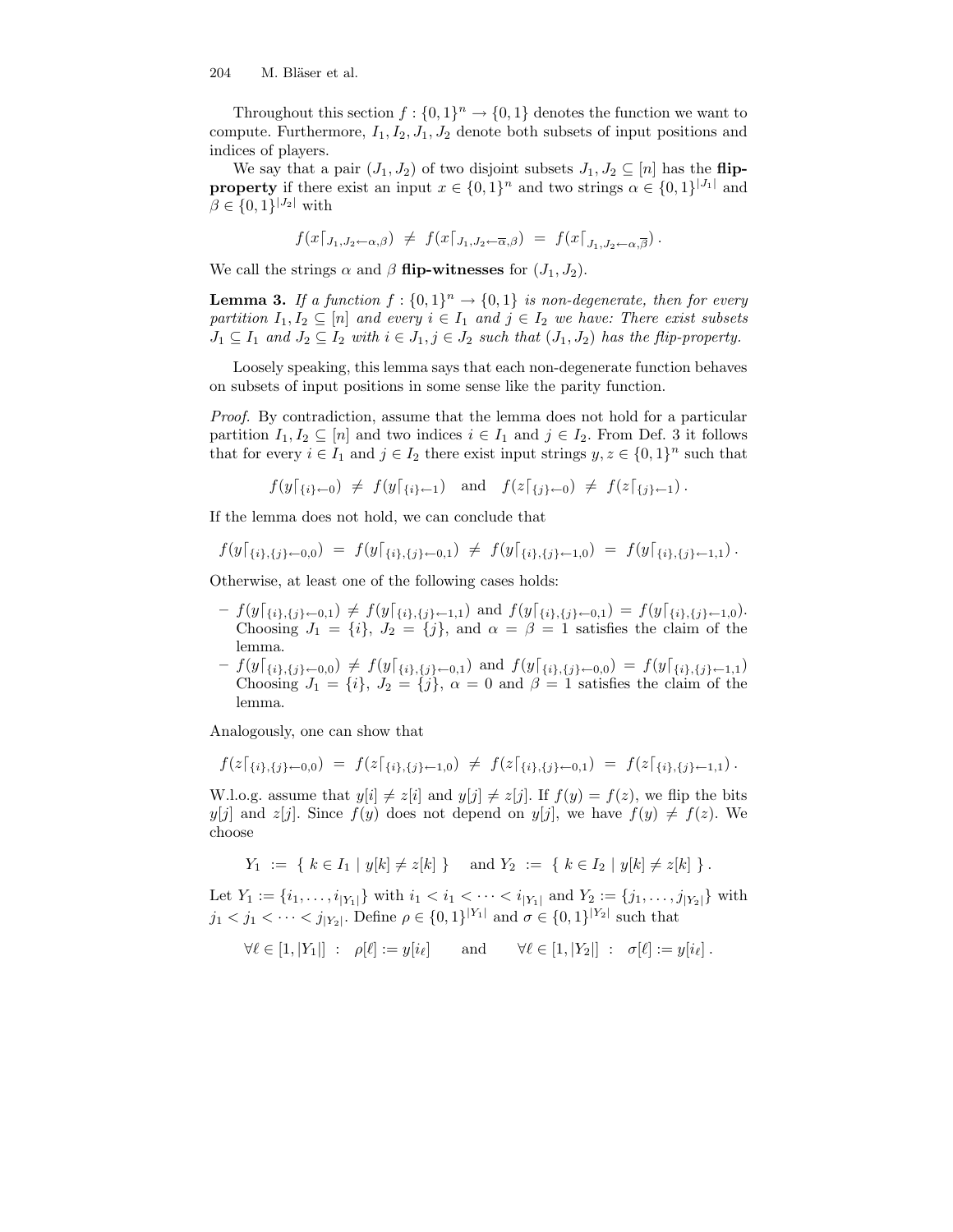Throughout this section $f : \{0,1\}^n \to \{0,1\}$ denotes the function we want to compute. Furthermore, $I_1, I_2, J_1, J_2$ denote both subsets of input positions and indices of players.

We say that a pair $(J_1, J_2)$ of two disjoint subsets $J_1, J_2 \subseteq [n]$ has the **flip-property** if there exist an input $x \in \{0,1\}^n$ and two strings $\alpha \in \{0,1\}^{|J_1|}$ and $\beta \in \{0,1\}^{|J_2|}$ with

$$f(x\lceil_{J_1,J_2 \leftarrow \alpha,\beta}) \;\neq\; f(x\lceil_{J_1,J_2 \leftarrow \overline{\alpha},\beta}) \;=\; f(x\lceil_{J_1,J_2 \leftarrow \alpha,\overline{\beta}}) \,.$$

We call the strings $\alpha$ and $\beta$ **flip-witnesses** for $(J_1, J_2)$.

**Lemma 3.** *If a function $f : \{0,1\}^n \to \{0,1\}$ is non-degenerate, then for every partition $I_1, I_2 \subseteq [n]$ and every $i \in I_1$ and $j \in I_2$ we have: There exist subsets $J_1 \subseteq I_1$ and $J_2 \subseteq I_2$ with $i \in J_1, j \in J_2$ such that $(J_1, J_2)$ has the flip-property.*

Loosely speaking, this lemma says that each non-degenerate function behaves on subsets of input positions in some sense like the parity function.

*Proof.* By contradiction, assume that the lemma does not hold for a particular partition $I_1, I_2 \subseteq [n]$ and two indices $i \in I_1$ and $j \in I_2$. From Def. 3 it follows that for every $i \in I_1$ and $j \in I_2$ there exist input strings $y, z \in \{0,1\}^n$ such that

$$f(y\lceil_{\{i\}\leftarrow 0}) \;\neq\; f(y\lceil_{\{i\}\leftarrow 1}) \quad \text{and} \quad f(z\lceil_{\{j\}\leftarrow 0}) \;\neq\; f(z\lceil_{\{j\}\leftarrow 1}) \,.$$

If the lemma does not hold, we can conclude that

$$f(y\lceil_{\{i\},\{j\}\leftarrow 0,0}) \;=\; f(y\lceil_{\{i\},\{j\}\leftarrow 0,1}) \;\neq\; f(y\lceil_{\{i\},\{j\}\leftarrow 1,0}) \;=\; f(y\lceil_{\{i\},\{j\}\leftarrow 1,1}) \,.$$

Otherwise, at least one of the following cases holds:

- $f(y\lceil_{\{i\},\{j\}\leftarrow 0,1}) \neq f(y\lceil_{\{i\},\{j\}\leftarrow 1,1})$ and $f(y\lceil_{\{i\},\{j\}\leftarrow 0,1}) = f(y\lceil_{\{i\},\{j\}\leftarrow 1,0})$. Choosing $J_1 = \{i\}$, $J_2 = \{j\}$, and $\alpha = \beta = 1$ satisfies the claim of the lemma.
- $f(y\lceil_{\{i\},\{j\}\leftarrow 0,0}) \neq f(y\lceil_{\{i\},\{j\}\leftarrow 0,1})$ and $f(y\lceil_{\{i\},\{j\}\leftarrow 0,0}) = f(y\lceil_{\{i\},\{j\}\leftarrow 1,1})$ Choosing $J_1 = \{i\}$, $J_2 = \{j\}$, $\alpha = 0$ and $\beta = 1$ satisfies the claim of the lemma.

Analogously, one can show that

$$f(z\lceil_{\{i\},\{j\}\leftarrow 0,0}) \;=\; f(z\lceil_{\{i\},\{j\}\leftarrow 1,0}) \;\neq\; f(z\lceil_{\{i\},\{j\}\leftarrow 0,1}) \;=\; f(z\lceil_{\{i\},\{j\}\leftarrow 1,1}) \,.$$

W.l.o.g. assume that $y[i] \neq z[i]$ and $y[j] \neq z[j]$. If $f(y) = f(z)$, we flip the bits $y[j]$ and $z[j]$. Since $f(y)$ does not depend on $y[j]$, we have $f(y) \neq f(z)$. We choose

$$Y_1 \;:=\; \{\; k \in I_1 \mid y[k] \neq z[k] \;\} \quad \text{ and } Y_2 \;:=\; \{\; k \in I_2 \mid y[k] \neq z[k] \;\} \,.$$

Let $Y_1 := \{i_1, \ldots, i_{|Y_1|}\}$ with $i_1 < i_1 < \cdots < i_{|Y_1|}$ and $Y_2 := \{j_1, \ldots, j_{|Y_2|}\}$ with $j_1 < j_1 < \cdots < j_{|Y_2|}$. Define $\rho \in \{0,1\}^{|Y_1|}$ and $\sigma \in \{0,1\}^{|Y_2|}$ such that

$$\forall \ell \in [1, |Y_1|] \;:\; \rho[\ell] := y[i_\ell] \qquad \text{and} \qquad \forall \ell \in [1, |Y_2|] \;:\; \sigma[\ell] := y[i_\ell] \,.$$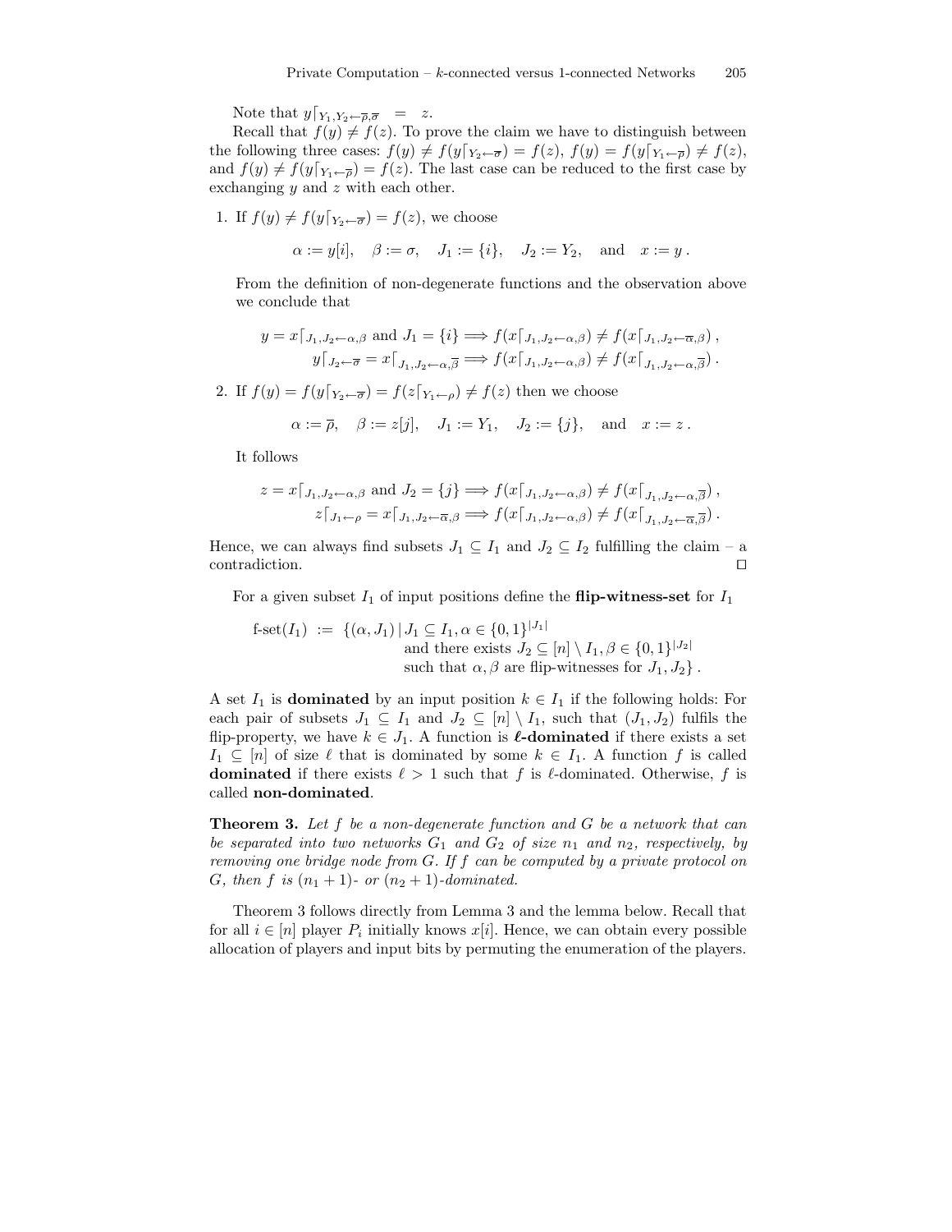Note that $y\lceil_{Y_1,Y_2\leftarrow\overline{\rho},\overline{\sigma}} \;=\; z$.

Recall that $f(y) \neq f(z)$. To prove the claim we have to distinguish between the following three cases: $f(y) \neq f(y\lceil_{Y_2\leftarrow\overline{\sigma}}) = f(z)$, $f(y) = f(y\lceil_{Y_1\leftarrow\overline{\rho}}) \neq f(z)$, and $f(y) \neq f(y\lceil_{Y_1\leftarrow\overline{\rho}}) = f(z)$. The last case can be reduced to the first case by exchanging $y$ and $z$ with each other.

1. If $f(y) \neq f(y\lceil_{Y_2\leftarrow\overline{\sigma}}) = f(z)$, we choose

   $$\alpha := y[i], \quad \beta := \sigma, \quad J_1 := \{i\}, \quad J_2 := Y_2, \quad \text{and} \quad x := y\,.$$

   From the definition of non-degenerate functions and the observation above we conclude that

   $$y = x\lceil_{J_1,J_2\leftarrow\alpha,\beta} \text{ and } J_1 = \{i\} \Longrightarrow f(x\lceil_{J_1,J_2\leftarrow\alpha,\beta}) \neq f(x\lceil_{J_1,J_2\leftarrow\overline{\alpha},\beta})\,,$$
   $$y\lceil_{J_2\leftarrow\overline{\sigma}} = x\lceil_{J_1,J_2\leftarrow\alpha,\overline{\beta}} \Longrightarrow f(x\lceil_{J_1,J_2\leftarrow\alpha,\beta}) \neq f(x\lceil_{J_1,J_2\leftarrow\alpha,\overline{\beta}})\,.$$

2. If $f(y) = f(y\lceil_{Y_2\leftarrow\overline{\sigma}}) = f(z\lceil_{Y_1\leftarrow\rho}) \neq f(z)$ then we choose

   $$\alpha := \overline{\rho}, \quad \beta := z[j], \quad J_1 := Y_1, \quad J_2 := \{j\}, \quad \text{and} \quad x := z\,.$$

   It follows

   $$z = x\lceil_{J_1,J_2\leftarrow\alpha,\beta} \text{ and } J_2 = \{j\} \Longrightarrow f(x\lceil_{J_1,J_2\leftarrow\alpha,\beta}) \neq f(x\lceil_{J_1,J_2\leftarrow\alpha,\overline{\beta}})\,,$$
   $$z\lceil_{J_1\leftarrow\rho} = x\lceil_{J_1,J_2\leftarrow\overline{\alpha},\beta} \Longrightarrow f(x\lceil_{J_1,J_2\leftarrow\alpha,\beta}) \neq f(x\lceil_{J_1,J_2\leftarrow\overline{\alpha},\overline{\beta}})\,.$$

Hence, we can always find subsets $J_1 \subseteq I_1$ and $J_2 \subseteq I_2$ fulfilling the claim – a contradiction. □

For a given subset $I_1$ of input positions define the **flip-witness-set** for $I_1$

$$\begin{aligned}\text{f-set}(I_1) \;:=\; \{(\alpha, J_1) \mid\; & J_1 \subseteq I_1, \alpha \in \{0,1\}^{|J_1|} \\ & \text{and there exists } J_2 \subseteq [n] \setminus I_1, \beta \in \{0,1\}^{|J_2|} \\ & \text{such that } \alpha, \beta \text{ are flip-witnesses for } J_1, J_2\}\,.\end{aligned}$$

A set $I_1$ is **dominated** by an input position $k \in I_1$ if the following holds: For each pair of subsets $J_1 \subseteq I_1$ and $J_2 \subseteq [n] \setminus I_1$, such that $(J_1, J_2)$ fulfils the flip-property, we have $k \in J_1$. A function is **$\ell$-dominated** if there exists a set $I_1 \subseteq [n]$ of size $\ell$ that is dominated by some $k \in I_1$. A function $f$ is called **dominated** if there exists $\ell > 1$ such that $f$ is $\ell$-dominated. Otherwise, $f$ is called **non-dominated**.

**Theorem 3.** *Let $f$ be a non-degenerate function and $G$ be a network that can be separated into two networks $G_1$ and $G_2$ of size $n_1$ and $n_2$, respectively, by removing one bridge node from $G$. If $f$ can be computed by a private protocol on $G$, then $f$ is $(n_1 + 1)$- or $(n_2 + 1)$-dominated.*

Theorem 3 follows directly from Lemma 3 and the lemma below. Recall that for all $i \in [n]$ player $P_i$ initially knows $x[i]$. Hence, we can obtain every possible allocation of players and input bits by permuting the enumeration of the players.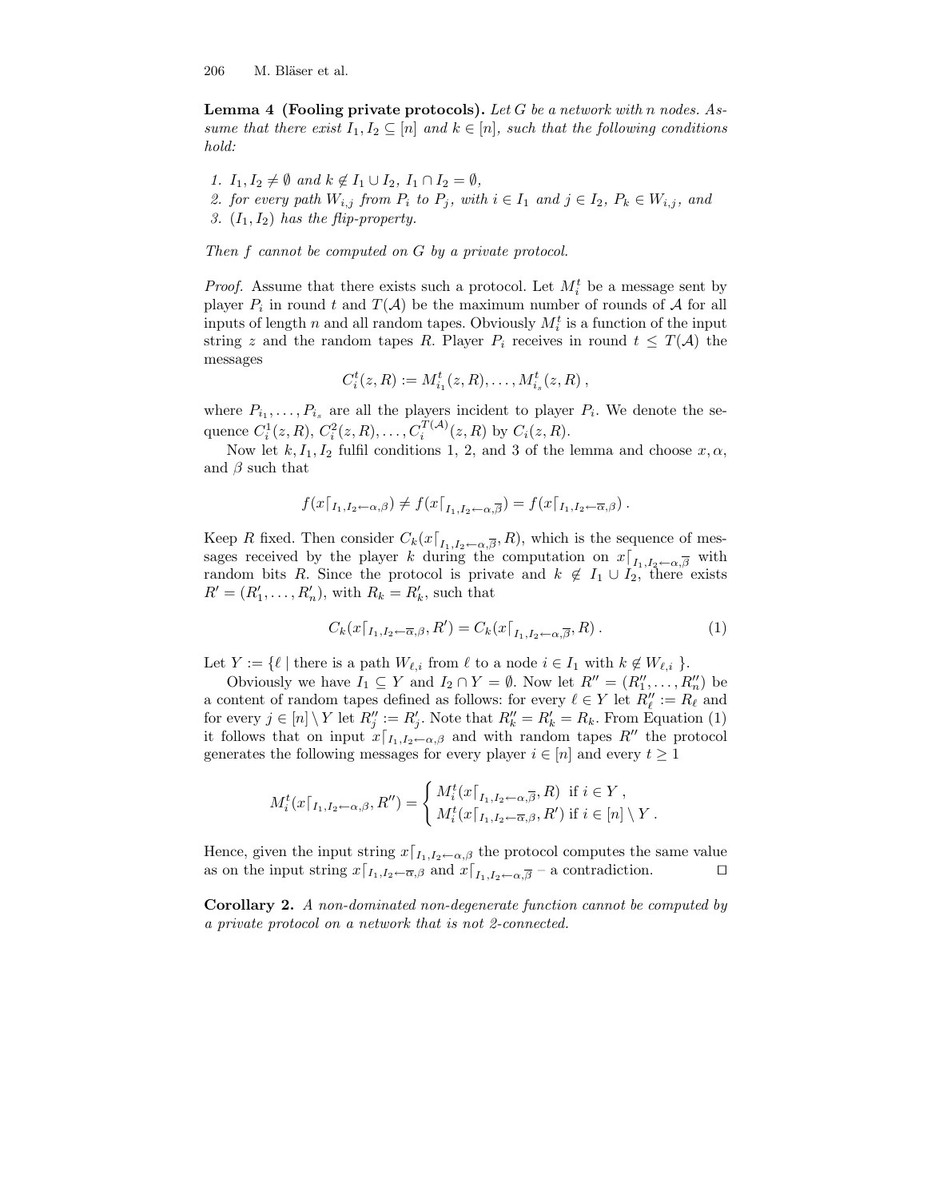**Lemma 4 (Fooling private protocols).** *Let $G$ be a network with $n$ nodes. Assume that there exist $I_1, I_2 \subseteq [n]$ and $k \in [n]$, such that the following conditions hold:*

1. *$I_1, I_2 \neq \emptyset$ and $k \notin I_1 \cup I_2$, $I_1 \cap I_2 = \emptyset$,*
2. *for every path $W_{i,j}$ from $P_i$ to $P_j$, with $i \in I_1$ and $j \in I_2$, $P_k \in W_{i,j}$, and*
3. *$(I_1, I_2)$ has the flip-property.*

*Then $f$ cannot be computed on $G$ by a private protocol.*

*Proof.* Assume that there exists such a protocol. Let $M_i^t$ be a message sent by player $P_i$ in round $t$ and $T(\mathcal{A})$ be the maximum number of rounds of $\mathcal{A}$ for all inputs of length $n$ and all random tapes. Obviously $M_i^t$ is a function of the input string $z$ and the random tapes $R$. Player $P_i$ receives in round $t \leq T(\mathcal{A})$ the messages

$$C_i^t(z,R) := M_{i_1}^t(z,R), \ldots, M_{i_s}^t(z,R)\,,$$

where $P_{i_1}, \ldots, P_{i_s}$ are all the players incident to player $P_i$. We denote the sequence $C_i^1(z,R), C_i^2(z,R), \ldots, C_i^{T(\mathcal{A})}(z,R)$ by $C_i(z,R)$.

Now let $k, I_1, I_2$ fulfil conditions 1, 2, and 3 of the lemma and choose $x, \alpha$, and $\beta$ such that

$$f(x\lceil_{I_1,I_2 \leftarrow \alpha,\beta}) \neq f(x\lceil_{I_1,I_2 \leftarrow \alpha,\overline{\beta}}) = f(x\lceil_{I_1,I_2 \leftarrow \overline{\alpha},\beta})\,.$$

Keep $R$ fixed. Then consider $C_k(x\lceil_{I_1,I_2 \leftarrow \alpha,\overline{\beta}}, R)$, which is the sequence of messages received by the player $k$ during the computation on $x\lceil_{I_1,I_2 \leftarrow \alpha,\overline{\beta}}$ with random bits $R$. Since the protocol is private and $k \notin I_1 \cup I_2$, there exists $R' = (R'_1, \ldots, R'_n)$, with $R_k = R'_k$, such that

$$C_k(x\lceil_{I_1,I_2 \leftarrow \overline{\alpha},\beta}, R') = C_k(x\lceil_{I_1,I_2 \leftarrow \alpha,\overline{\beta}}, R)\,. \tag{1}$$

Let $Y := \{\ell \mid \text{there is a path } W_{\ell,i} \text{ from } \ell \text{ to a node } i \in I_1 \text{ with } k \notin W_{\ell,i}\ \}$.

Obviously we have $I_1 \subseteq Y$ and $I_2 \cap Y = \emptyset$. Now let $R'' = (R''_1, \ldots, R''_n)$ be a content of random tapes defined as follows: for every $\ell \in Y$ let $R''_\ell := R_\ell$ and for every $j \in [n] \setminus Y$ let $R''_j := R'_j$. Note that $R''_k = R'_k = R_k$. From Equation (1) it follows that on input $x\lceil_{I_1,I_2 \leftarrow \alpha,\beta}$ and with random tapes $R''$ the protocol generates the following messages for every player $i \in [n]$ and every $t \geq 1$

$$M_i^t(x\lceil_{I_1,I_2 \leftarrow \alpha,\beta}, R'') = \begin{cases} M_i^t(x\lceil_{I_1,I_2 \leftarrow \alpha,\overline{\beta}}, R) & \text{if } i \in Y\,, \\ M_i^t(x\lceil_{I_1,I_2 \leftarrow \overline{\alpha},\beta}, R') & \text{if } i \in [n] \setminus Y\,. \end{cases}$$

Hence, given the input string $x\lceil_{I_1,I_2 \leftarrow \alpha,\beta}$ the protocol computes the same value as on the input string $x\lceil_{I_1,I_2 \leftarrow \overline{\alpha},\beta}$ and $x\lceil_{I_1,I_2 \leftarrow \alpha,\overline{\beta}}$ – a contradiction. $\square$

**Corollary 2.** *A non-dominated non-degenerate function cannot be computed by a private protocol on a network that is not 2-connected.*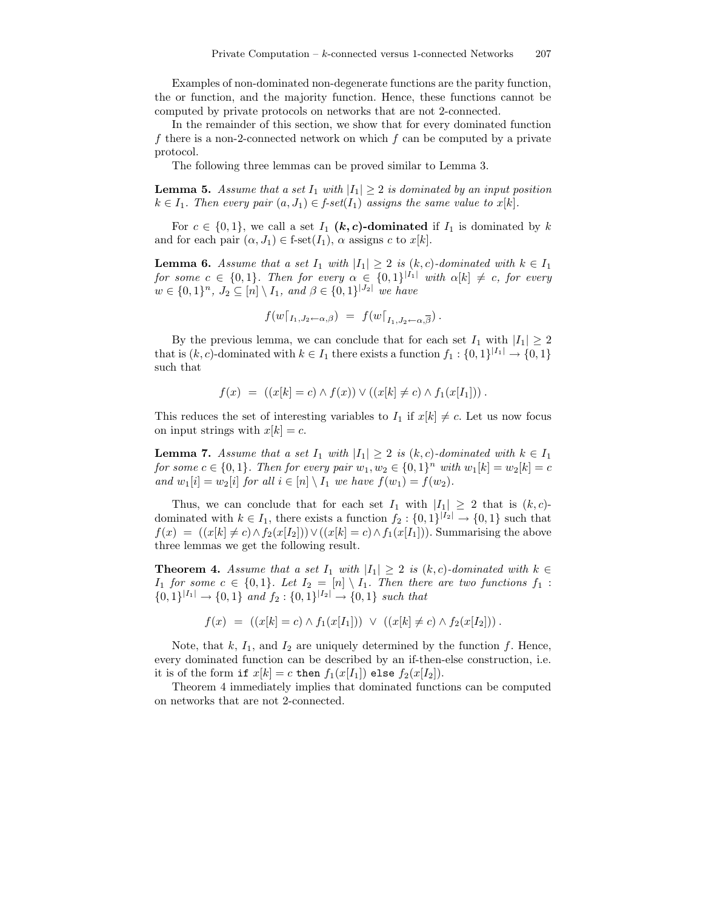Examples of non-dominated non-degenerate functions are the parity function, the or function, and the majority function. Hence, these functions cannot be computed by private protocols on networks that are not 2-connected.

In the remainder of this section, we show that for every dominated function $f$ there is a non-2-connected network on which $f$ can be computed by a private protocol.

The following three lemmas can be proved similar to Lemma 3.

**Lemma 5.** *Assume that a set $I_1$ with $|I_1| \geq 2$ is dominated by an input position $k \in I_1$. Then every pair $(a, J_1) \in$ f-set$(I_1)$ assigns the same value to $x[k]$.*

For $c \in \{0,1\}$, we call a set $I_1$ **$(k,c)$-dominated** if $I_1$ is dominated by $k$ and for each pair $(\alpha, J_1) \in$ f-set$(I_1)$, $\alpha$ assigns $c$ to $x[k]$.

**Lemma 6.** *Assume that a set $I_1$ with $|I_1| \geq 2$ is $(k,c)$-dominated with $k \in I_1$ for some $c \in \{0,1\}$. Then for every $\alpha \in \{0,1\}^{|I_1|}$ with $\alpha[k] \neq c$, for every $w \in \{0,1\}^n$, $J_2 \subseteq [n] \setminus I_1$, and $\beta \in \{0,1\}^{|J_2|}$ we have*

$$f(w\lceil_{I_1,J_2 \leftarrow \alpha,\beta}) \;=\; f(w\lceil_{I_1,J_2 \leftarrow \alpha,\overline{\beta}})\,.$$

By the previous lemma, we can conclude that for each set $I_1$ with $|I_1| \geq 2$ that is $(k,c)$-dominated with $k \in I_1$ there exists a function $f_1 : \{0,1\}^{|I_1|} \to \{0,1\}$ such that

$$f(x) \;=\; ((x[k] = c) \wedge f(x)) \vee ((x[k] \neq c) \wedge f_1(x[I_1]))\,.$$

This reduces the set of interesting variables to $I_1$ if $x[k] \neq c$. Let us now focus on input strings with $x[k] = c$.

**Lemma 7.** *Assume that a set $I_1$ with $|I_1| \geq 2$ is $(k,c)$-dominated with $k \in I_1$ for some $c \in \{0,1\}$. Then for every pair $w_1, w_2 \in \{0,1\}^n$ with $w_1[k] = w_2[k] = c$ and $w_1[i] = w_2[i]$ for all $i \in [n] \setminus I_1$ we have $f(w_1) = f(w_2)$.*

Thus, we can conclude that for each set $I_1$ with $|I_1| \geq 2$ that is $(k,c)$-dominated with $k \in I_1$, there exists a function $f_2 : \{0,1\}^{|I_2|} \to \{0,1\}$ such that $f(x) \;=\; ((x[k] \neq c) \wedge f_2(x[I_2])) \vee ((x[k] = c) \wedge f_1(x[I_1]))$. Summarising the above three lemmas we get the following result.

**Theorem 4.** *Assume that a set $I_1$ with $|I_1| \geq 2$ is $(k,c)$-dominated with $k \in I_1$ for some $c \in \{0,1\}$. Let $I_2 = [n] \setminus I_1$. Then there are two functions $f_1 : \{0,1\}^{|I_1|} \to \{0,1\}$ and $f_2 : \{0,1\}^{|I_2|} \to \{0,1\}$ such that*

$$f(x) \;=\; ((x[k] = c) \wedge f_1(x[I_1])) \;\vee\; ((x[k] \neq c) \wedge f_2(x[I_2]))\,.$$

Note, that $k$, $I_1$, and $I_2$ are uniquely determined by the function $f$. Hence, every dominated function can be described by an if-then-else construction, i.e. it is of the form `if` $x[k] = c$ `then` $f_1(x[I_1])$ `else` $f_2(x[I_2])$.

Theorem 4 immediately implies that dominated functions can be computed on networks that are not 2-connected.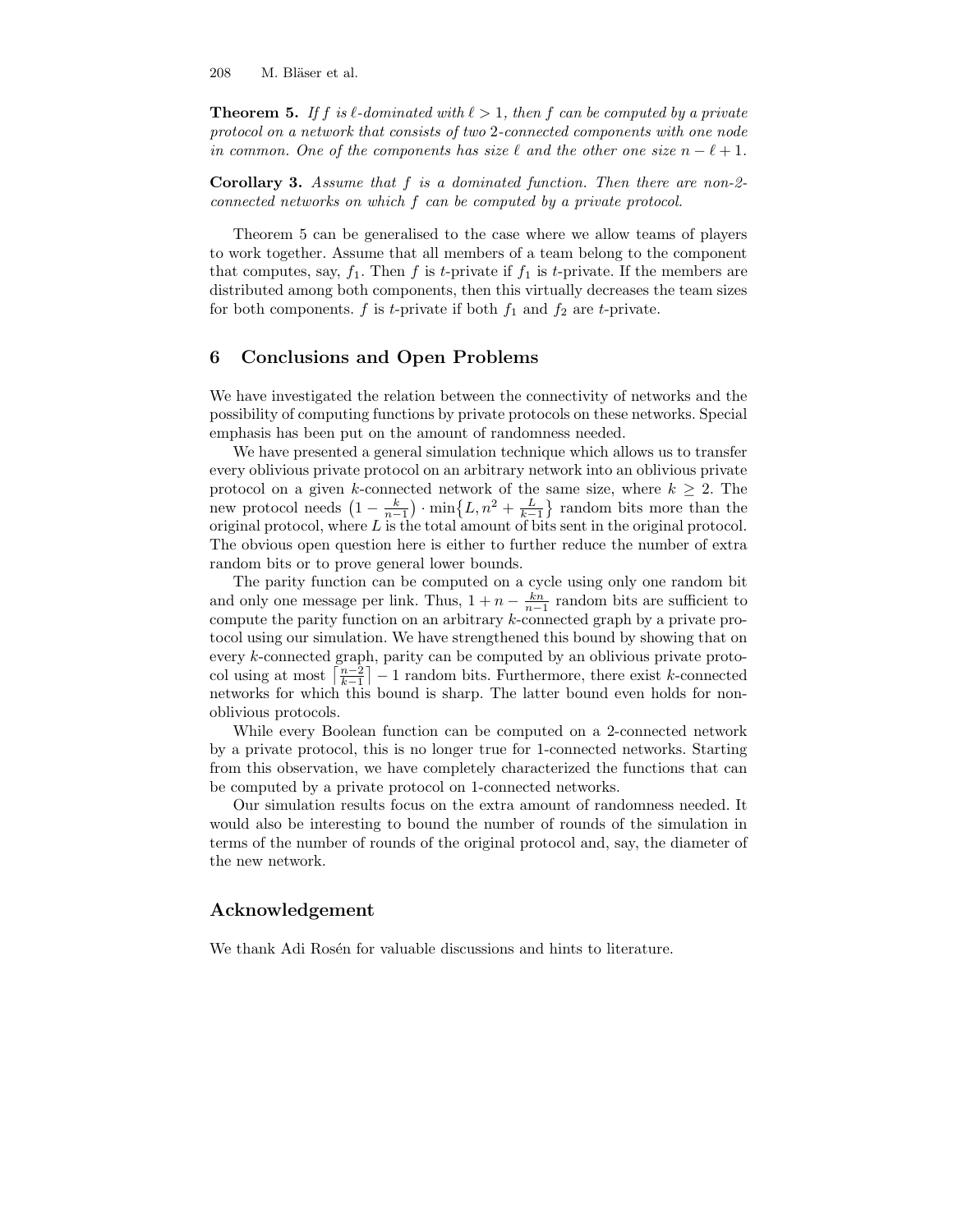**Theorem 5.** *If $f$ is $\ell$-dominated with $\ell > 1$, then $f$ can be computed by a private protocol on a network that consists of two 2-connected components with one node in common. One of the components has size $\ell$ and the other one size $n - \ell + 1$.*

**Corollary 3.** *Assume that $f$ is a dominated function. Then there are non-2-connected networks on which $f$ can be computed by a private protocol.*

Theorem 5 can be generalised to the case where we allow teams of players to work together. Assume that all members of a team belong to the component that computes, say, $f_1$. Then $f$ is $t$-private if $f_1$ is $t$-private. If the members are distributed among both components, then this virtually decreases the team sizes for both components. $f$ is $t$-private if both $f_1$ and $f_2$ are $t$-private.

## 6 Conclusions and Open Problems

We have investigated the relation between the connectivity of networks and the possibility of computing functions by private protocols on these networks. Special emphasis has been put on the amount of randomness needed.

We have presented a general simulation technique which allows us to transfer every oblivious private protocol on an arbitrary network into an oblivious private protocol on a given $k$-connected network of the same size, where $k \geq 2$. The new protocol needs $\left(1 - \frac{k}{n-1}\right) \cdot \min\left\{L, n^2 + \frac{L}{k-1}\right\}$ random bits more than the original protocol, where $L$ is the total amount of bits sent in the original protocol. The obvious open question here is either to further reduce the number of extra random bits or to prove general lower bounds.

The parity function can be computed on a cycle using only one random bit and only one message per link. Thus, $1 + n - \frac{kn}{n-1}$ random bits are sufficient to compute the parity function on an arbitrary $k$-connected graph by a private protocol using our simulation. We have strengthened this bound by showing that on every $k$-connected graph, parity can be computed by an oblivious private protocol using at most $\lceil \frac{n-2}{k-1} \rceil - 1$ random bits. Furthermore, there exist $k$-connected networks for which this bound is sharp. The latter bound even holds for non-oblivious protocols.

While every Boolean function can be computed on a 2-connected network by a private protocol, this is no longer true for 1-connected networks. Starting from this observation, we have completely characterized the functions that can be computed by a private protocol on 1-connected networks.

Our simulation results focus on the extra amount of randomness needed. It would also be interesting to bound the number of rounds of the simulation in terms of the number of rounds of the original protocol and, say, the diameter of the new network.

## Acknowledgement

We thank Adi Rosén for valuable discussions and hints to literature.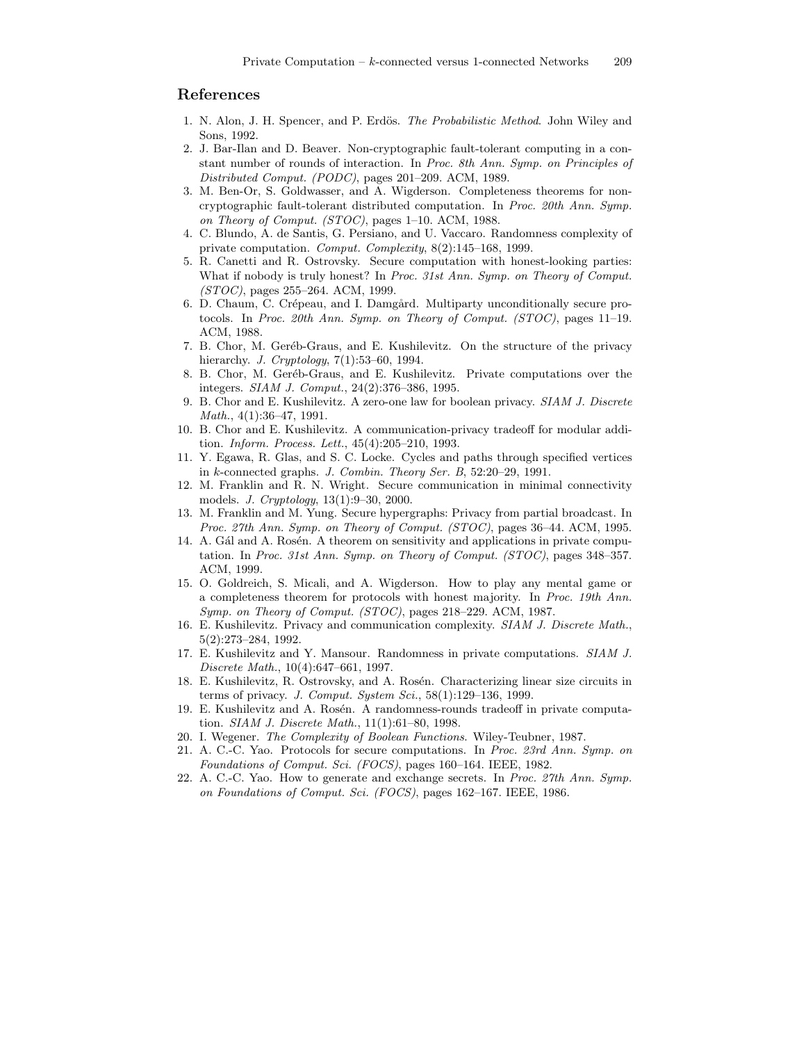## References

1. N. Alon, J. H. Spencer, and P. Erdös. *The Probabilistic Method*. John Wiley and Sons, 1992.
2. J. Bar-Ilan and D. Beaver. Non-cryptographic fault-tolerant computing in a constant number of rounds of interaction. In *Proc. 8th Ann. Symp. on Principles of Distributed Comput. (PODC)*, pages 201–209. ACM, 1989.
3. M. Ben-Or, S. Goldwasser, and A. Wigderson. Completeness theorems for non-cryptographic fault-tolerant distributed computation. In *Proc. 20th Ann. Symp. on Theory of Comput. (STOC)*, pages 1–10. ACM, 1988.
4. C. Blundo, A. de Santis, G. Persiano, and U. Vaccaro. Randomness complexity of private computation. *Comput. Complexity*, 8(2):145–168, 1999.
5. R. Canetti and R. Ostrovsky. Secure computation with honest-looking parties: What if nobody is truly honest? In *Proc. 31st Ann. Symp. on Theory of Comput. (STOC)*, pages 255–264. ACM, 1999.
6. D. Chaum, C. Crépeau, and I. Damgård. Multiparty unconditionally secure protocols. In *Proc. 20th Ann. Symp. on Theory of Comput. (STOC)*, pages 11–19. ACM, 1988.
7. B. Chor, M. Geréb-Graus, and E. Kushilevitz. On the structure of the privacy hierarchy. *J. Cryptology*, 7(1):53–60, 1994.
8. B. Chor, M. Geréb-Graus, and E. Kushilevitz. Private computations over the integers. *SIAM J. Comput.*, 24(2):376–386, 1995.
9. B. Chor and E. Kushilevitz. A zero-one law for boolean privacy. *SIAM J. Discrete Math.*, 4(1):36–47, 1991.
10. B. Chor and E. Kushilevitz. A communication-privacy tradeoff for modular addition. *Inform. Process. Lett.*, 45(4):205–210, 1993.
11. Y. Egawa, R. Glas, and S. C. Locke. Cycles and paths through specified vertices in $k$-connected graphs. *J. Combin. Theory Ser. B*, 52:20–29, 1991.
12. M. Franklin and R. N. Wright. Secure communication in minimal connectivity models. *J. Cryptology*, 13(1):9–30, 2000.
13. M. Franklin and M. Yung. Secure hypergraphs: Privacy from partial broadcast. In *Proc. 27th Ann. Symp. on Theory of Comput. (STOC)*, pages 36–44. ACM, 1995.
14. A. Gál and A. Rosén. A theorem on sensitivity and applications in private computation. In *Proc. 31st Ann. Symp. on Theory of Comput. (STOC)*, pages 348–357. ACM, 1999.
15. O. Goldreich, S. Micali, and A. Wigderson. How to play any mental game or a completeness theorem for protocols with honest majority. In *Proc. 19th Ann. Symp. on Theory of Comput. (STOC)*, pages 218–229. ACM, 1987.
16. E. Kushilevitz. Privacy and communication complexity. *SIAM J. Discrete Math.*, 5(2):273–284, 1992.
17. E. Kushilevitz and Y. Mansour. Randomness in private computations. *SIAM J. Discrete Math.*, 10(4):647–661, 1997.
18. E. Kushilevitz, R. Ostrovsky, and A. Rosén. Characterizing linear size circuits in terms of privacy. *J. Comput. System Sci.*, 58(1):129–136, 1999.
19. E. Kushilevitz and A. Rosén. A randomness-rounds tradeoff in private computation. *SIAM J. Discrete Math.*, 11(1):61–80, 1998.
20. I. Wegener. *The Complexity of Boolean Functions*. Wiley-Teubner, 1987.
21. A. C.-C. Yao. Protocols for secure computations. In *Proc. 23rd Ann. Symp. on Foundations of Comput. Sci. (FOCS)*, pages 160–164. IEEE, 1982.
22. A. C.-C. Yao. How to generate and exchange secrets. In *Proc. 27th Ann. Symp. on Foundations of Comput. Sci. (FOCS)*, pages 162–167. IEEE, 1986.